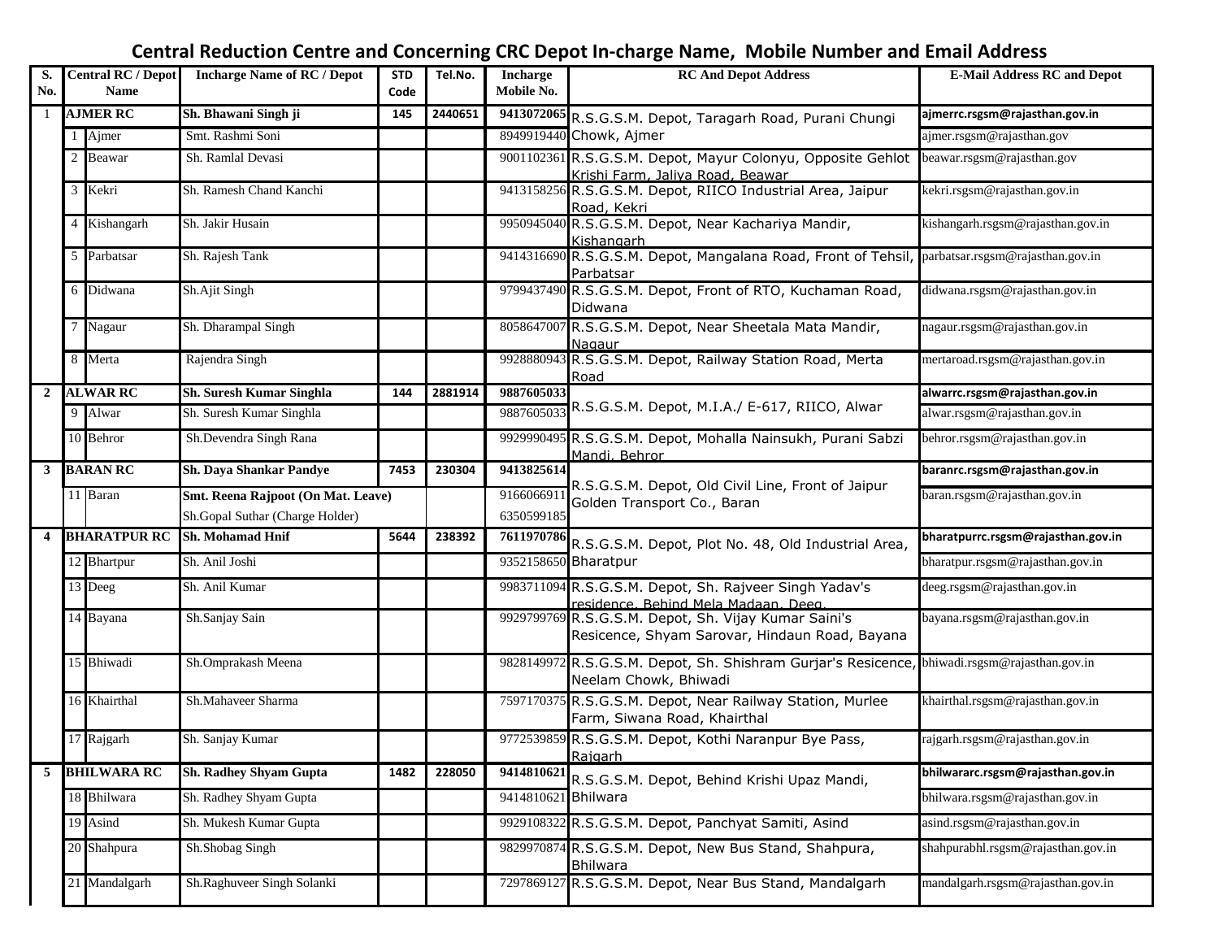# Central Reduction Centre and Concerning CRC Depot In-charge Name, Mobile Number and Email Address

| S. No. | | Central RC / Depot Name | Incharge Name of RC / Depot | STD Code | Tel.No. | Incharge Mobile No. | RC And Depot Address | E-Mail Address RC and Depot |
|---|---|---|---|---|---|---|---|---|
| 1 | | **AJMER RC** | **Sh. Bhawani Singh ji** | **145** | **2440651** | **9413072065** | R.S.G.S.M. Depot, Taragarh Road, Purani Chungi Chowk, Ajmer | **ajmerrc.rsgsm@rajasthan.gov.in** |
| | 1 | Ajmer | Smt. Rashmi Soni | | | 8949919440 | | ajmer.rsgsm@rajasthan.gov |
| | 2 | Beawar | Sh. Ramlal Devasi | | | 9001102361 | R.S.G.S.M. Depot, Mayur Colonyu, Opposite Gehlot Krishi Farm, Jaliya Road, Beawar | beawar.rsgsm@rajasthan.gov |
| | 3 | Kekri | Sh. Ramesh Chand Kanchi | | | 9413158256 | R.S.G.S.M. Depot, RIICO Industrial Area, Jaipur Road, Kekri | kekri.rsgsm@rajasthan.gov.in |
| | 4 | Kishangarh | Sh. Jakir Husain | | | 9950945040 | R.S.G.S.M. Depot, Near Kachariya Mandir, Kishangarh | kishangarh.rsgsm@rajasthan.gov.in |
| | 5 | Parbatsar | Sh. Rajesh Tank | | | 9414316690 | R.S.G.S.M. Depot, Mangalana Road, Front of Tehsil, Parbatsar | parbatsar.rsgsm@rajasthan.gov.in |
| | 6 | Didwana | Sh.Ajit Singh | | | 9799437490 | R.S.G.S.M. Depot, Front of RTO, Kuchaman Road, Didwana | didwana.rsgsm@rajasthan.gov.in |
| | 7 | Nagaur | Sh. Dharampal Singh | | | 8058647007 | R.S.G.S.M. Depot, Near Sheetala Mata Mandir, Nagaur | nagaur.rsgsm@rajasthan.gov.in |
| | 8 | Merta | Rajendra Singh | | | 9928880943 | R.S.G.S.M. Depot, Railway Station Road, Merta Road | mertaroad.rsgsm@rajasthan.gov.in |
| 2 | | **ALWAR RC** | **Sh. Suresh Kumar Singhla** | **144** | **2881914** | **9887605033** | R.S.G.S.M. Depot, M.I.A./ E-617, RIICO, Alwar | **alwarrc.rsgsm@rajasthan.gov.in** |
| | 9 | Alwar | Sh. Suresh Kumar Singhla | | | 9887605033 | | alwar.rsgsm@rajasthan.gov.in |
| | 10 | Behror | Sh.Devendra Singh Rana | | | 9929990495 | R.S.G.S.M. Depot, Mohalla Nainsukh, Purani Sabzi Mandi, Behror | behror.rsgsm@rajasthan.gov.in |
| 3 | | **BARAN RC** | **Sh. Daya Shankar Pandye** | **7453** | **230304** | **9413825614** | R.S.G.S.M. Depot, Old Civil Line, Front of Jaipur Golden Transport Co., Baran | **baranrc.rsgsm@rajasthan.gov.in** |
| | 11 | Baran | **Smt. Reena Rajpoot (On Mat. Leave)** | | | 9166066911 | | baran.rsgsm@rajasthan.gov.in |
| | | | Sh.Gopal Suthar (Charge Holder) | | | 6350599185 | | |
| 4 | | **BHARATPUR RC** | **Sh. Mohamad Hnif** | **5644** | **238392** | **7611970786** | R.S.G.S.M. Depot, Plot No. 48, Old Industrial Area, Bharatpur | **bharatpurrc.rsgsm@rajasthan.gov.in** |
| | 12 | Bhartpur | Sh. Anil Joshi | | | 9352158650 | | bharatpur.rsgsm@rajasthan.gov.in |
| | 13 | Deeg | Sh. Anil Kumar | | | 9983711094 | R.S.G.S.M. Depot, Sh. Rajveer Singh Yadav's residence, Behind Mela Madaan, Deeg. | deeg.rsgsm@rajasthan.gov.in |
| | 14 | Bayana | Sh.Sanjay Sain | | | 9929799769 | R.S.G.S.M. Depot, Sh. Vijay Kumar Saini's Resicence, Shyam Sarovar, Hindaun Road, Bayana | bayana.rsgsm@rajasthan.gov.in |
| | 15 | Bhiwadi | Sh.Omprakash Meena | | | 9828149972 | R.S.G.S.M. Depot, Sh. Shishram Gurjar's Resicence, Neelam Chowk, Bhiwadi | bhiwadi.rsgsm@rajasthan.gov.in |
| | 16 | Khairthal | Sh.Mahaveer Sharma | | | 7597170375 | R.S.G.S.M. Depot, Near Railway Station, Murlee Farm, Siwana Road, Khairthal | khairthal.rsgsm@rajasthan.gov.in |
| | 17 | Rajgarh | Sh. Sanjay Kumar | | | 9772539859 | R.S.G.S.M. Depot, Kothi Naranpur Bye Pass, Rajgarh | rajgarh.rsgsm@rajasthan.gov.in |
| 5 | | **BHILWARA RC** | **Sh. Radhey Shyam Gupta** | **1482** | **228050** | **9414810621** | R.S.G.S.M. Depot, Behind Krishi Upaz Mandi, Bhilwara | **bhilwararc.rsgsm@rajasthan.gov.in** |
| | 18 | Bhilwara | Sh. Radhey Shyam Gupta | | | 9414810621 | | bhilwara.rsgsm@rajasthan.gov.in |
| | 19 | Asind | Sh. Mukesh Kumar Gupta | | | 9929108322 | R.S.G.S.M. Depot, Panchyat Samiti, Asind | asind.rsgsm@rajasthan.gov.in |
| | 20 | Shahpura | Sh.Shobag Singh | | | 9829970874 | R.S.G.S.M. Depot, New Bus Stand, Shahpura, Bhilwara | shahpurabhl.rsgsm@rajasthan.gov.in |
| | 21 | Mandalgarh | Sh.Raghuveer Singh Solanki | | | 7297869127 | R.S.G.S.M. Depot, Near Bus Stand, Mandalgarh | mandalgarh.rsgsm@rajasthan.gov.in |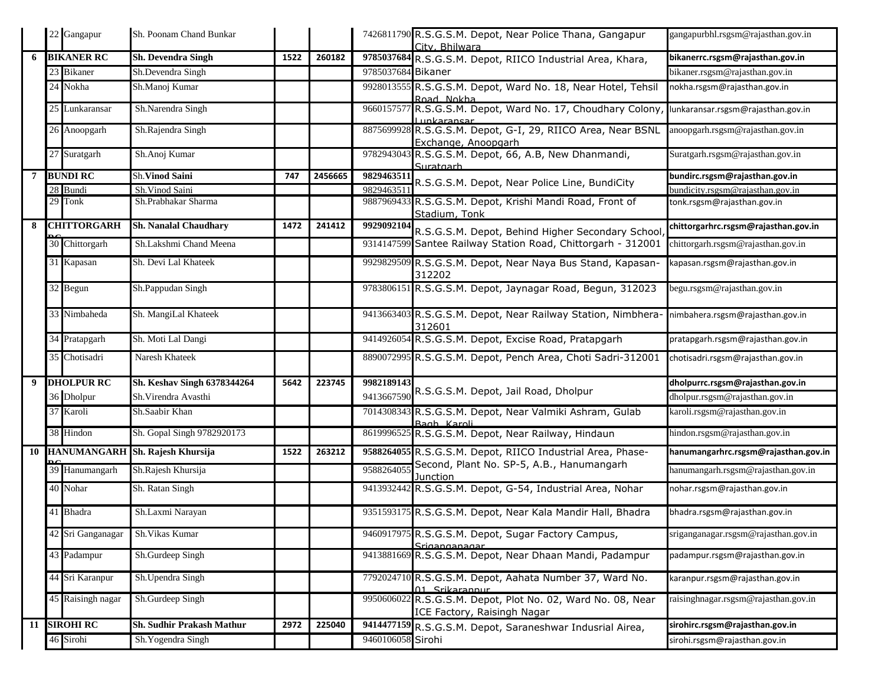| | | | | | | | | |
|---|---|---|---|---|---|---|---|---|
| | 22 | Gangapur | Sh. Poonam Chand Bunkar | | | 7426811790 | R.S.G.S.M. Depot, Near Police Thana, Gangapur City, Bhilwara | gangapurbhl.rsgsm@rajasthan.gov.in |
| **6** | **BIKANER RC** | | **Sh. Devendra Singh** | **1522** | **260182** | **9785037684** | R.S.G.S.M. Depot, RIICO Industrial Area, Khara, Bikaner | **bikanerrc.rsgsm@rajasthan.gov.in** |
| | 23 | Bikaner | Sh.Devendra Singh | | | 9785037684 | | bikaner.rsgsm@rajasthan.gov.in |
| | 24 | Nokha | Sh.Manoj Kumar | | | 9928013555 | R.S.G.S.M. Depot, Ward No. 18, Near Hotel, Tehsil Road, Nokha | nokha.rsgsm@rajasthan.gov.in |
| | 25 | Lunkaransar | Sh.Narendra Singh | | | 9660157577 | R.S.G.S.M. Depot, Ward No. 17, Choudhary Colony, Lunkaransar | lunkaransar.rsgsm@rajasthan.gov.in |
| | 26 | Anoopgarh | Sh.Rajendra Singh | | | 8875699928 | R.S.G.S.M. Depot, G-I, 29, RIICO Area, Near BSNL Exchange, Anoopgarh | anoopgarh.rsgsm@rajasthan.gov.in |
| | 27 | Suratgarh | Sh.Anoj Kumar | | | 9782943043 | R.S.G.S.M. Depot, 66, A.B, New Dhanmandi, Suratgarh | Suratgarh.rsgsm@rajasthan.gov.in |
| **7** | **BUNDI RC** | | Sh.**Vinod Saini** | **747** | **2456665** | **9829463511** | R.S.G.S.M. Depot, Near Police Line, BundiCity | **bundirc.rsgsm@rajasthan.gov.in** |
| | 28 | Bundi | Sh.Vinod Saini | | | 9829463511 | | bundicity.rsgsm@rajasthan.gov.in |
| | 29 | Tonk | Sh.Prabhakar Sharma | | | 9887969433 | R.S.G.S.M. Depot, Krishi Mandi Road, Front of Stadium, Tonk | tonk.rsgsm@rajasthan.gov.in |
| **8** | **CHITTORGARH RC** | | **Sh. Nanalal Chaudhary** | **1472** | **241412** | **9929092104** | R.S.G.S.M. Depot, Behind Higher Secondary School, Santee Railway Station Road, Chittorgarh - 312001 | **chittorgarhrc.rsgsm@rajasthan.gov.in** |
| | 30 | Chittorgarh | Sh.Lakshmi Chand Meena | | | 9314147599 | | chittorgarh.rsgsm@rajasthan.gov.in |
| | 31 | Kapasan | Sh. Devi Lal Khateek | | | 9929829509 | R.S.G.S.M. Depot, Near Naya Bus Stand, Kapasan-312202 | kapasan.rsgsm@rajasthan.gov.in |
| | 32 | Begun | Sh.Pappudan Singh | | | 9783806151 | R.S.G.S.M. Depot, Jaynagar Road, Begun, 312023 | begu.rsgsm@rajasthan.gov.in |
| | 33 | Nimbaheda | Sh. MangiLal Khateek | | | 9413663403 | R.S.G.S.M. Depot, Near Railway Station, Nimbhera-312601 | nimbahera.rsgsm@rajasthan.gov.in |
| | 34 | Pratapgarh | Sh. Moti Lal Dangi | | | 9414926054 | R.S.G.S.M. Depot, Excise Road, Pratapgarh | pratapgarh.rsgsm@rajasthan.gov.in |
| | 35 | Chotisadri | Naresh Khateek | | | 8890072995 | R.S.G.S.M. Depot, Pench Area, Choti Sadri-312001 | chotisadri.rsgsm@rajasthan.gov.in |
| **9** | **DHOLPUR RC** | | **Sh. Keshav Singh 6378344264** | **5642** | **223745** | **9982189143** | R.S.G.S.M. Depot, Jail Road, Dholpur | **dholpurrc.rsgsm@rajasthan.gov.in** |
| | 36 | Dholpur | Sh.Virendra Avasthi | | | 9413667590 | | dholpur.rsgsm@rajasthan.gov.in |
| | 37 | Karoli | Sh.Saabir Khan | | | 7014308343 | R.S.G.S.M. Depot, Near Valmiki Ashram, Gulab Bagh, Karoli | karoli.rsgsm@rajasthan.gov.in |
| | 38 | Hindon | Sh. Gopal Singh 9782920173 | | | 8619996525 | R.S.G.S.M. Depot, Near Railway, Hindaun | hindon.rsgsm@rajasthan.gov.in |
| **10** | **HANUMANGARH RC** | | **Sh. Rajesh Khursija** | **1522** | **263212** | **9588264055** | R.S.G.S.M. Depot, RIICO Industrial Area, Phase-Second, Plant No. SP-5, A.B., Hanumangarh Junction | **hanumangarhrc.rsgsm@rajasthan.gov.in** |
| | 39 | Hanumangarh | Sh.Rajesh Khursija | | | 9588264055 | | hanumangarh.rsgsm@rajasthan.gov.in |
| | 40 | Nohar | Sh. Ratan Singh | | | 9413932442 | R.S.G.S.M. Depot, G-54, Industrial Area, Nohar | nohar.rsgsm@rajasthan.gov.in |
| | 41 | Bhadra | Sh.Laxmi Narayan | | | 9351593175 | R.S.G.S.M. Depot, Near Kala Mandir Hall, Bhadra | bhadra.rsgsm@rajasthan.gov.in |
| | 42 | Sri Ganganagar | Sh.Vikas Kumar | | | 9460917975 | R.S.G.S.M. Depot, Sugar Factory Campus, Sriganganagar | sriganganagar.rsgsm@rajasthan.gov.in |
| | 43 | Padampur | Sh.Gurdeep Singh | | | 9413881669 | R.S.G.S.M. Depot, Near Dhaan Mandi, Padampur | padampur.rsgsm@rajasthan.gov.in |
| | 44 | Sri Karanpur | Sh.Upendra Singh | | | 7792024710 | R.S.G.S.M. Depot, Aahata Number 37, Ward No. 01, Srikaranpur | karanpur.rsgsm@rajasthan.gov.in |
| | 45 | Raisingh nagar | Sh.Gurdeep Singh | | | 9950606022 | R.S.G.S.M. Depot, Plot No. 02, Ward No. 08, Near ICE Factory, Raisingh Nagar | raisinghnagar.rsgsm@rajasthan.gov.in |
| **11** | **SIROHI RC** | | **Sh. Sudhir Prakash Mathur** | **2972** | **225040** | **9414477159** | R.S.G.S.M. Depot, Saraneshwar Indusrial Airea, Sirohi | **sirohirc.rsgsm@rajasthan.gov.in** |
| | 46 | Sirohi | Sh.Yogendra Singh | | | 9460106058 | | sirohi.rsgsm@rajasthan.gov.in |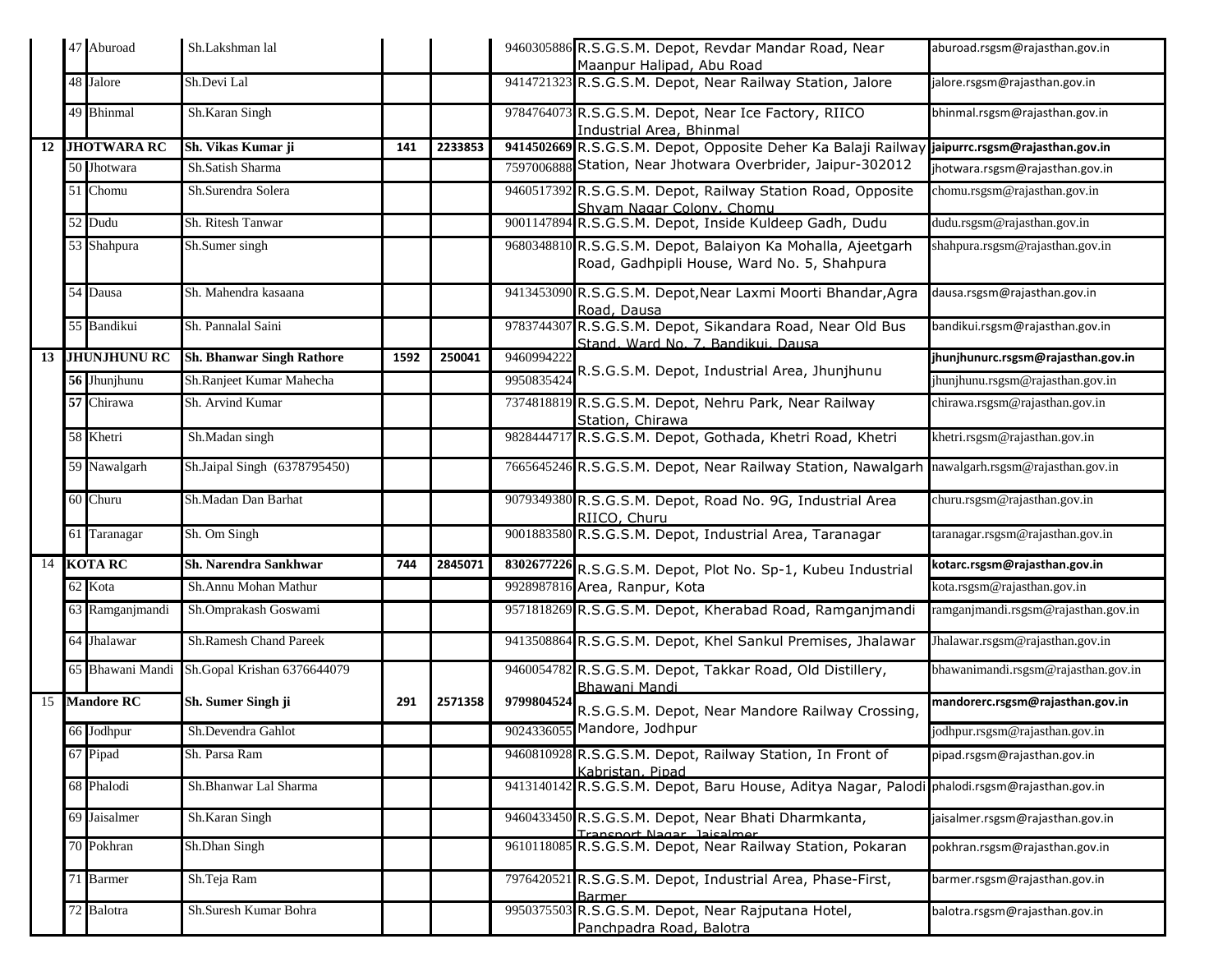|  |  |  |  |  |  |  |  |
|---|---|---|---|---|---|---|---|
|  | 47 Aburoad | Sh.Lakshman lal |  |  | 9460305886 | R.S.G.S.M. Depot, Revdar Mandar Road, Near Maanpur Halipad, Abu Road | aburoad.rsgsm@rajasthan.gov.in |
|  | 48 Jalore | Sh.Devi Lal |  |  | 9414721323 | R.S.G.S.M. Depot, Near Railway Station, Jalore | jalore.rsgsm@rajasthan.gov.in |
|  | 49 Bhinmal | Sh.Karan Singh |  |  | 9784764073 | R.S.G.S.M. Depot, Near Ice Factory, RIICO Industrial Area, Bhinmal | bhinmal.rsgsm@rajasthan.gov.in |
| **12** | **JHOTWARA RC** | **Sh. Vikas Kumar ji** | **141** | **2233853** | **9414502669** | R.S.G.S.M. Depot, Opposite Deher Ka Balaji Railway Station, Near Jhotwara Overbrider, Jaipur-302012 | **jaipurrc.rsgsm@rajasthan.gov.in** |
|  | 50 Jhotwara | Sh.Satish Sharma |  |  | 7597006888 |  | jhotwara.rsgsm@rajasthan.gov.in |
|  | 51 Chomu | Sh.Surendra Solera |  |  | 9460517392 | R.S.G.S.M. Depot, Railway Station Road, Opposite Shyam Nagar Colony, Chomu | chomu.rsgsm@rajasthan.gov.in |
|  | 52 Dudu | Sh. Ritesh Tanwar |  |  | 9001147894 | R.S.G.S.M. Depot, Inside Kuldeep Gadh, Dudu | dudu.rsgsm@rajasthan.gov.in |
|  | 53 Shahpura | Sh.Sumer singh |  |  | 9680348810 | R.S.G.S.M. Depot, Balaiyon Ka Mohalla, Ajeetgarh Road, Gadhpipli House, Ward No. 5, Shahpura | shahpura.rsgsm@rajasthan.gov.in |
|  | 54 Dausa | Sh. Mahendra kasaana |  |  | 9413453090 | R.S.G.S.M. Depot,Near Laxmi Moorti Bhandar,Agra Road, Dausa | dausa.rsgsm@rajasthan.gov.in |
|  | 55 Bandikui | Sh. Pannalal Saini |  |  | 9783744307 | R.S.G.S.M. Depot, Sikandara Road, Near Old Bus Stand, Ward No. 7, Bandikui, Dausa | bandikui.rsgsm@rajasthan.gov.in |
| **13** | **JHUNJHUNU RC** | **Sh. Bhanwar Singh Rathore** | **1592** | **250041** | 9460994222 | R.S.G.S.M. Depot, Industrial Area, Jhunjhunu | **jhunjhunurc.rsgsm@rajasthan.gov.in** |
|  | **56** Jhunjhunu | Sh.Ranjeet Kumar Mahecha |  |  | 9950835424 |  | jhunjhunu.rsgsm@rajasthan.gov.in |
|  | **57** Chirawa | Sh. Arvind Kumar |  |  | 7374818819 | R.S.G.S.M. Depot, Nehru Park, Near Railway Station, Chirawa | chirawa.rsgsm@rajasthan.gov.in |
|  | 58 Khetri | Sh.Madan singh |  |  | 9828444717 | R.S.G.S.M. Depot, Gothada, Khetri Road, Khetri | khetri.rsgsm@rajasthan.gov.in |
|  | 59 Nawalgarh | Sh.Jaipal Singh (6378795450) |  |  | 7665645246 | R.S.G.S.M. Depot, Near Railway Station, Nawalgarh | nawalgarh.rsgsm@rajasthan.gov.in |
|  | 60 Churu | Sh.Madan Dan Barhat |  |  | 9079349380 | R.S.G.S.M. Depot, Road No. 9G, Industrial Area RIICO, Churu | churu.rsgsm@rajasthan.gov.in |
|  | 61 Taranagar | Sh. Om Singh |  |  | 9001883580 | R.S.G.S.M. Depot, Industrial Area, Taranagar | taranagar.rsgsm@rajasthan.gov.in |
| 14 | **KOTA RC** | **Sh. Narendra Sankhwar** | **744** | **2845071** | **8302677226** | R.S.G.S.M. Depot, Plot No. Sp-1, Kubeu Industrial Area, Ranpur, Kota | **kotarc.rsgsm@rajasthan.gov.in** |
|  | 62 Kota | Sh.Annu Mohan Mathur |  |  | 9928987816 |  | kota.rsgsm@rajasthan.gov.in |
|  | 63 Ramganjmandi | Sh.Omprakash Goswami |  |  | 9571818269 | R.S.G.S.M. Depot, Kherabad Road, Ramganjmandi | ramganjmandi.rsgsm@rajasthan.gov.in |
|  | 64 Jhalawar | Sh.Ramesh Chand Pareek |  |  | 9413508864 | R.S.G.S.M. Depot, Khel Sankul Premises, Jhalawar | Jhalawar.rsgsm@rajasthan.gov.in |
|  | 65 Bhawani Mandi | Sh.Gopal Krishan 6376644079 |  |  | 9460054782 | R.S.G.S.M. Depot, Takkar Road, Old Distillery, Bhawani Mandi | bhawanimandi.rsgsm@rajasthan.gov.in |
| 15 | **Mandore RC** | **Sh. Sumer Singh ji** | **291** | **2571358** | **9799804524** | R.S.G.S.M. Depot, Near Mandore Railway Crossing, Mandore, Jodhpur | **mandorerc.rsgsm@rajasthan.gov.in** |
|  | 66 Jodhpur | Sh.Devendra Gahlot |  |  | 9024336055 |  | jodhpur.rsgsm@rajasthan.gov.in |
|  | 67 Pipad | Sh. Parsa Ram |  |  | 9460810928 | R.S.G.S.M. Depot, Railway Station, In Front of Kabristan, Pipad | pipad.rsgsm@rajasthan.gov.in |
|  | 68 Phalodi | Sh.Bhanwar Lal Sharma |  |  | 9413140142 | R.S.G.S.M. Depot, Baru House, Aditya Nagar, Palodi | phalodi.rsgsm@rajasthan.gov.in |
|  | 69 Jaisalmer | Sh.Karan Singh |  |  | 9460433450 | R.S.G.S.M. Depot, Near Bhati Dharmkanta, Transport Nagar, Jaisalmer | jaisalmer.rsgsm@rajasthan.gov.in |
|  | 70 Pokhran | Sh.Dhan Singh |  |  | 9610118085 | R.S.G.S.M. Depot, Near Railway Station, Pokaran | pokhran.rsgsm@rajasthan.gov.in |
|  | 71 Barmer | Sh.Teja Ram |  |  | 7976420521 | R.S.G.S.M. Depot, Industrial Area, Phase-First, Barmer | barmer.rsgsm@rajasthan.gov.in |
|  | 72 Balotra | Sh.Suresh Kumar Bohra |  |  | 9950375503 | R.S.G.S.M. Depot, Near Rajputana Hotel, Panchpadra Road, Balotra | balotra.rsgsm@rajasthan.gov.in |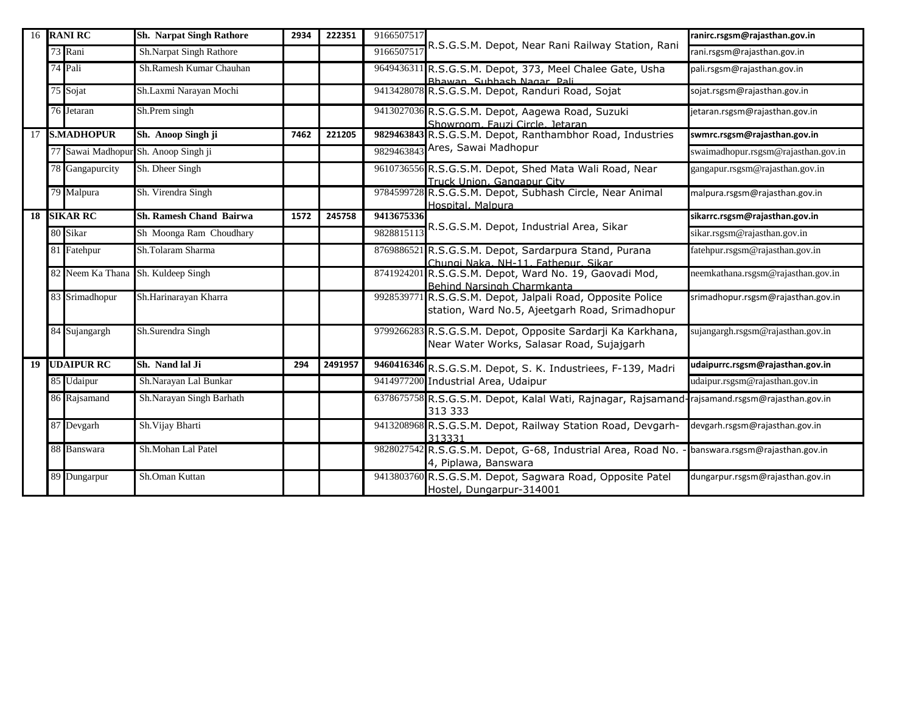| | | | | | | | |
|---|---|---|---|---|---|---|---|
| 16 | **RANI RC** | **Sh. Narpat Singh Rathore** | **2934** | **222351** | 9166507517 | R.S.G.S.M. Depot, Near Rani Railway Station, Rani | **ranirc.rsgsm@rajasthan.gov.in** |
| | 73 Rani | Sh.Narpat Singh Rathore | | | 9166507517 | | rani.rsgsm@rajasthan.gov.in |
| | 74 Pali | Sh.Ramesh Kumar Chauhan | | | 9649436311 | R.S.G.S.M. Depot, 373, Meel Chalee Gate, Usha Bhawan, Subhash Nagar, Pali | pali.rsgsm@rajasthan.gov.in |
| | 75 Sojat | Sh.Laxmi Narayan Mochi | | | 9413428078 | R.S.G.S.M. Depot, Randuri Road, Sojat | sojat.rsgsm@rajasthan.gov.in |
| | 76 Jetaran | Sh.Prem singh | | | 9413027036 | R.S.G.S.M. Depot, Aagewa Road, Suzuki Showroom, Fauzi Circle, Jetaran | jetaran.rsgsm@rajasthan.gov.in |
| 17 | **S.MADHOPUR** | **Sh. Anoop Singh ji** | **7462** | **221205** | **9829463843** | R.S.G.S.M. Depot, Ranthambhor Road, Industries Ares, Sawai Madhopur | **swmrc.rsgsm@rajasthan.gov.in** |
| | 77 Sawai Madhopur | Sh. Anoop Singh ji | | | 9829463843 | | swaimadhopur.rsgsm@rajasthan.gov.in |
| | 78 Gangapurcity | Sh. Dheer Singh | | | 9610736556 | R.S.G.S.M. Depot, Shed Mata Wali Road, Near Truck Union, Gangapur City | gangapur.rsgsm@rajasthan.gov.in |
| | 79 Malpura | Sh. Virendra Singh | | | 9784599728 | R.S.G.S.M. Depot, Subhash Circle, Near Animal Hospital, Malpura | malpura.rsgsm@rajasthan.gov.in |
| **18** | **SIKAR RC** | **Sh. Ramesh Chand Bairwa** | **1572** | **245758** | **9413675336** | R.S.G.S.M. Depot, Industrial Area, Sikar | **sikarrc.rsgsm@rajasthan.gov.in** |
| | 80 Sikar | Sh Moonga Ram Choudhary | | | 9828815113 | | sikar.rsgsm@rajasthan.gov.in |
| | 81 Fatehpur | Sh.Tolaram Sharma | | | 8769886521 | R.S.G.S.M. Depot, Sardarpura Stand, Purana Chungi Naka, NH-11, Fathepur, Sikar | fatehpur.rsgsm@rajasthan.gov.in |
| | 82 Neem Ka Thana | Sh. Kuldeep Singh | | | 8741924201 | R.S.G.S.M. Depot, Ward No. 19, Gaovadi Mod, Behind Narsingh Charmkanta | neemkathana.rsgsm@rajasthan.gov.in |
| | 83 Srimadhopur | Sh.Harinarayan Kharra | | | 9928539771 | R.S.G.S.M. Depot, Jalpali Road, Opposite Police station, Ward No.5, Ajeetgarh Road, Srimadhopur | srimadhopur.rsgsm@rajasthan.gov.in |
| | 84 Sujangargh | Sh.Surendra Singh | | | 9799266283 | R.S.G.S.M. Depot, Opposite Sardarji Ka Karkhana, Near Water Works, Salasar Road, Sujajgarh | sujangargh.rsgsm@rajasthan.gov.in |
| **19** | **UDAIPUR RC** | **Sh. Nand lal Ji** | **294** | **2491957** | **9460416346** | R.S.G.S.M. Depot, S. K. Industriees, F-139, Madri Industrial Area, Udaipur | **udaipurrc.rsgsm@rajasthan.gov.in** |
| | 85 Udaipur | Sh.Narayan Lal Bunkar | | | 9414977200 | | udaipur.rsgsm@rajasthan.gov.in |
| | 86 Rajsamand | Sh.Narayan Singh Barhath | | | 6378675758 | R.S.G.S.M. Depot, Kalal Wati, Rajnagar, Rajsamand-313 333 | rajsamand.rsgsm@rajasthan.gov.in |
| | 87 Devgarh | Sh.Vijay Bharti | | | 9413208968 | R.S.G.S.M. Depot, Railway Station Road, Devgarh-313331 | devgarh.rsgsm@rajasthan.gov.in |
| | 88 Banswara | Sh.Mohan Lal Patel | | | 9828027542 | R.S.G.S.M. Depot, G-68, Industrial Area, Road No. -4, Piplawa, Banswara | banswara.rsgsm@rajasthan.gov.in |
| | 89 Dungarpur | Sh.Oman Kuttan | | | 9413803760 | R.S.G.S.M. Depot, Sagwara Road, Opposite Patel Hostel, Dungarpur-314001 | dungarpur.rsgsm@rajasthan.gov.in |